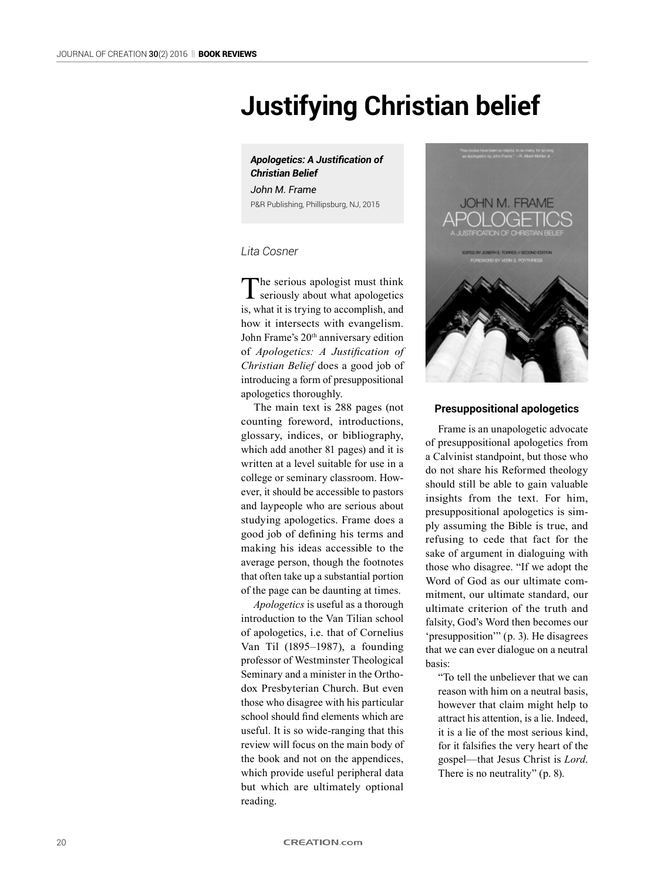# Justifying Christian belief

***Apologetics: A Justification of Christian Belief***

*John M. Frame*

P&R Publishing, Phillipsburg, NJ, 2015

*Lita Cosner*

The serious apologist must think seriously about what apologetics is, what it is trying to accomplish, and how it intersects with evangelism. John Frame's 20th anniversary edition of *Apologetics: A Justification of Christian Belief* does a good job of introducing a form of presuppositional apologetics thoroughly.

The main text is 288 pages (not counting foreword, introductions, glossary, indices, or bibliography, which add another 81 pages) and it is written at a level suitable for use in a college or seminary classroom. However, it should be accessible to pastors and laypeople who are serious about studying apologetics. Frame does a good job of defining his terms and making his ideas accessible to the average person, though the footnotes that often take up a substantial portion of the page can be daunting at times.

*Apologetics* is useful as a thorough introduction to the Van Tilian school of apologetics, i.e. that of Cornelius Van Til (1895–1987), a founding professor of Westminster Theological Seminary and a minister in the Orthodox Presbyterian Church. But even those who disagree with his particular school should find elements which are useful. It is so wide-ranging that this review will focus on the main body of the book and not on the appendices, which provide useful peripheral data but which are ultimately optional reading.

### Presuppositional apologetics

Frame is an unapologetic advocate of presuppositional apologetics from a Calvinist standpoint, but those who do not share his Reformed theology should still be able to gain valuable insights from the text. For him, presuppositional apologetics is simply assuming the Bible is true, and refusing to cede that fact for the sake of argument in dialoguing with those who disagree. "If we adopt the Word of God as our ultimate commitment, our ultimate standard, our ultimate criterion of the truth and falsity, God's Word then becomes our 'presupposition'" (p. 3). He disagrees that we can ever dialogue on a neutral basis:

> "To tell the unbeliever that we can reason with him on a neutral basis, however that claim might help to attract his attention, is a lie. Indeed, it is a lie of the most serious kind, for it falsifies the very heart of the gospel—that Jesus Christ is *Lord*. There is no neutrality" (p. 8).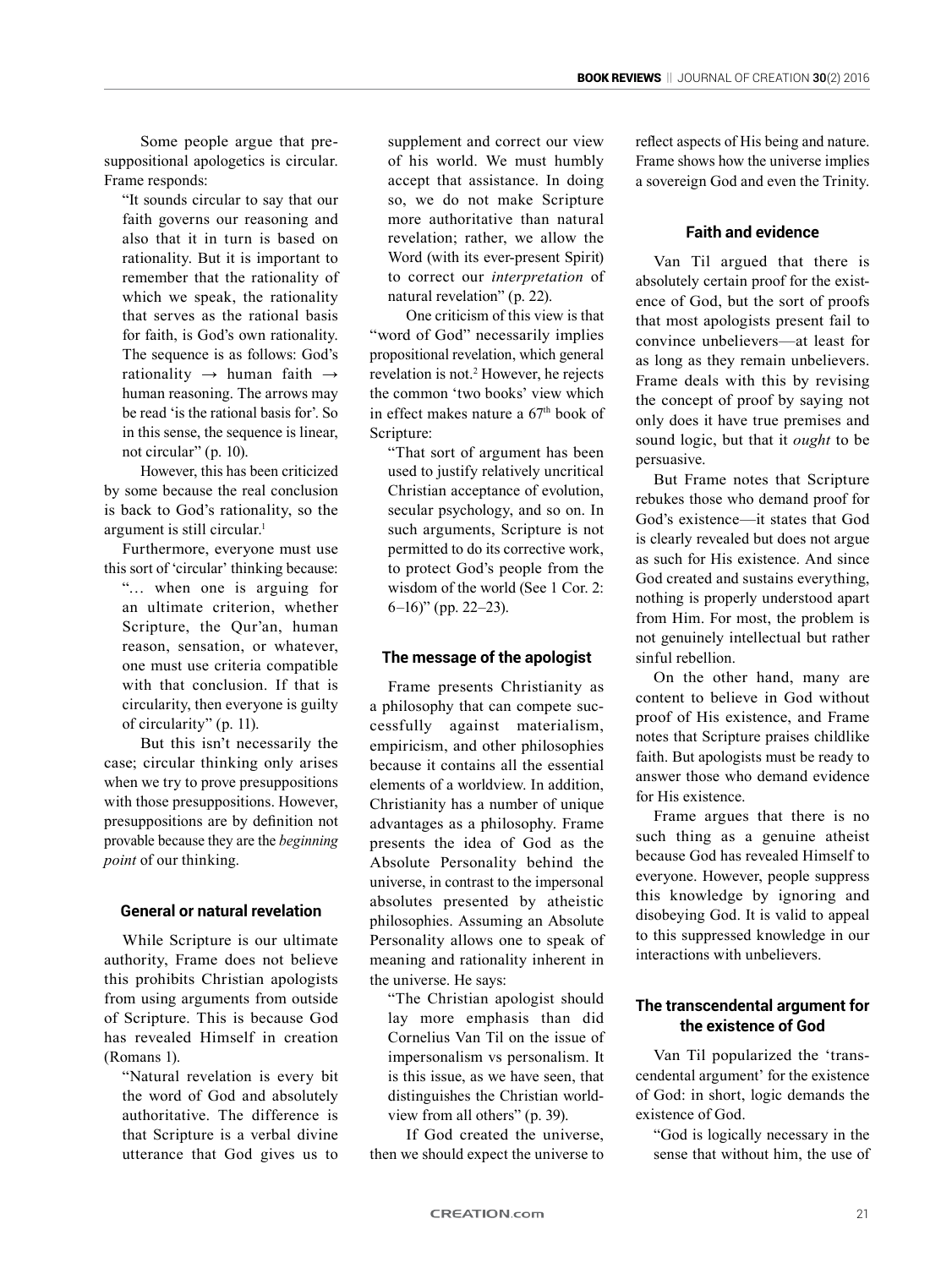Some people argue that presuppositional apologetics is circular. Frame responds:

> "It sounds circular to say that our faith governs our reasoning and also that it in turn is based on rationality. But it is important to remember that the rationality of which we speak, the rationality that serves as the rational basis for faith, is God's own rationality. The sequence is as follows: God's rationality → human faith → human reasoning. The arrows may be read 'is the rational basis for'. So in this sense, the sequence is linear, not circular" (p. 10).

However, this has been criticized by some because the real conclusion is back to God's rationality, so the argument is still circular.[1]

Furthermore, everyone must use this sort of 'circular' thinking because:

> "… when one is arguing for an ultimate criterion, whether Scripture, the Qur'an, human reason, sensation, or whatever, one must use criteria compatible with that conclusion. If that is circularity, then everyone is guilty of circularity" (p. 11).

But this isn't necessarily the case; circular thinking only arises when we try to prove presuppositions with those presuppositions. However, presuppositions are by definition not provable because they are the *beginning point* of our thinking.

### General or natural revelation

While Scripture is our ultimate authority, Frame does not believe this prohibits Christian apologists from using arguments from outside of Scripture. This is because God has revealed Himself in creation (Romans 1).

> "Natural revelation is every bit the word of God and absolutely authoritative. The difference is that Scripture is a verbal divine utterance that God gives us to supplement and correct our view of his world. We must humbly accept that assistance. In doing so, we do not make Scripture more authoritative than natural revelation; rather, we allow the Word (with its ever-present Spirit) to correct our *interpretation* of natural revelation" (p. 22).

One criticism of this view is that "word of God" necessarily implies propositional revelation, which general revelation is not.[2] However, he rejects the common 'two books' view which in effect makes nature a 67th book of Scripture:

> "That sort of argument has been used to justify relatively uncritical Christian acceptance of evolution, secular psychology, and so on. In such arguments, Scripture is not permitted to do its corrective work, to protect God's people from the wisdom of the world (See 1 Cor. 2: 6–16)" (pp. 22–23).

### The message of the apologist

Frame presents Christianity as a philosophy that can compete successfully against materialism, empiricism, and other philosophies because it contains all the essential elements of a worldview. In addition, Christianity has a number of unique advantages as a philosophy. Frame presents the idea of God as the Absolute Personality behind the universe, in contrast to the impersonal absolutes presented by atheistic philosophies. Assuming an Absolute Personality allows one to speak of meaning and rationality inherent in the universe. He says:

> "The Christian apologist should lay more emphasis than did Cornelius Van Til on the issue of impersonalism vs personalism. It is this issue, as we have seen, that distinguishes the Christian worldview from all others" (p. 39).

If God created the universe, then we should expect the universe to reflect aspects of His being and nature. Frame shows how the universe implies a sovereign God and even the Trinity.

### Faith and evidence

Van Til argued that there is absolutely certain proof for the existence of God, but the sort of proofs that most apologists present fail to convince unbelievers—at least for as long as they remain unbelievers. Frame deals with this by revising the concept of proof by saying not only does it have true premises and sound logic, but that it *ought* to be persuasive.

But Frame notes that Scripture rebukes those who demand proof for God's existence—it states that God is clearly revealed but does not argue as such for His existence. And since God created and sustains everything, nothing is properly understood apart from Him. For most, the problem is not genuinely intellectual but rather sinful rebellion.

On the other hand, many are content to believe in God without proof of His existence, and Frame notes that Scripture praises childlike faith. But apologists must be ready to answer those who demand evidence for His existence.

Frame argues that there is no such thing as a genuine atheist because God has revealed Himself to everyone. However, people suppress this knowledge by ignoring and disobeying God. It is valid to appeal to this suppressed knowledge in our interactions with unbelievers.

### The transcendental argument for the existence of God

Van Til popularized the 'transcendental argument' for the existence of God: in short, logic demands the existence of God.

> "God is logically necessary in the sense that without him, the use of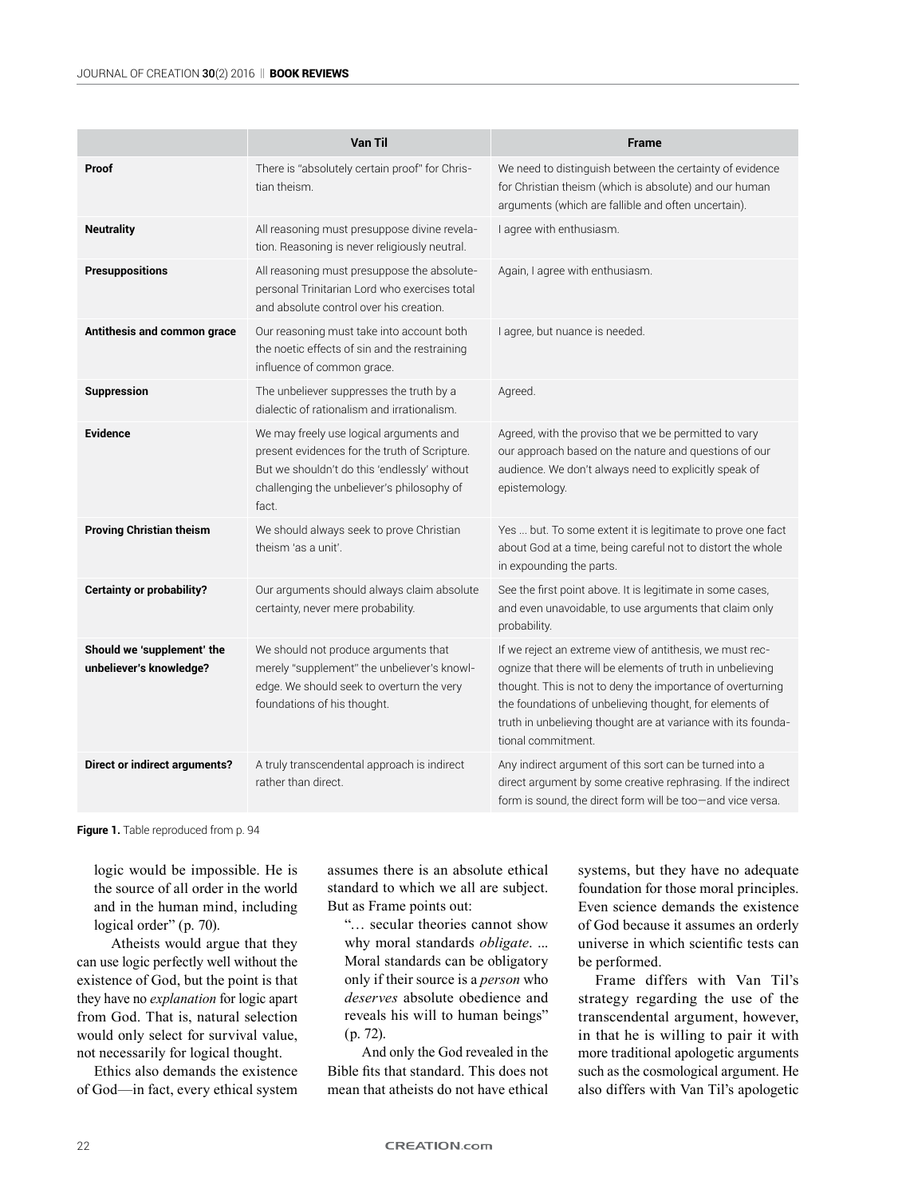| | Van Til | Frame |
|---|---|---|
| **Proof** | There is "absolutely certain proof" for Christian theism. | We need to distinguish between the certainty of evidence for Christian theism (which is absolute) and our human arguments (which are fallible and often uncertain). |
| **Neutrality** | All reasoning must presuppose divine revelation. Reasoning is never religiously neutral. | I agree with enthusiasm. |
| **Presuppositions** | All reasoning must presuppose the absolute-personal Trinitarian Lord who exercises total and absolute control over his creation. | Again, I agree with enthusiasm. |
| **Antithesis and common grace** | Our reasoning must take into account both the noetic effects of sin and the restraining influence of common grace. | I agree, but nuance is needed. |
| **Suppression** | The unbeliever suppresses the truth by a dialectic of rationalism and irrationalism. | Agreed. |
| **Evidence** | We may freely use logical arguments and present evidences for the truth of Scripture. But we shouldn't do this 'endlessly' without challenging the unbeliever's philosophy of fact. | Agreed, with the proviso that we be permitted to vary our approach based on the nature and questions of our audience. We don't always need to explicitly speak of epistemology. |
| **Proving Christian theism** | We should always seek to prove Christian theism 'as a unit'. | Yes ... but. To some extent it is legitimate to prove one fact about God at a time, being careful not to distort the whole in expounding the parts. |
| **Certainty or probability?** | Our arguments should always claim absolute certainty, never mere probability. | See the first point above. It is legitimate in some cases, and even unavoidable, to use arguments that claim only probability. |
| **Should we 'supplement' the unbeliever's knowledge?** | We should not produce arguments that merely "supplement" the unbeliever's knowledge. We should seek to overturn the very foundations of his thought. | If we reject an extreme view of antithesis, we must recognize that there will be elements of truth in unbelieving thought. This is not to deny the importance of overturning the foundations of unbelieving thought, for elements of truth in unbelieving thought are at variance with its foundational commitment. |
| **Direct or indirect arguments?** | A truly transcendental approach is indirect rather than direct. | Any indirect argument of this sort can be turned into a direct argument by some creative rephrasing. If the indirect form is sound, the direct form will be too—and vice versa. |

**Figure 1.** Table reproduced from p. 94

logic would be impossible. He is the source of all order in the world and in the human mind, including logical order" (p. 70).

Atheists would argue that they can use logic perfectly well without the existence of God, but the point is that they have no *explanation* for logic apart from God. That is, natural selection would only select for survival value, not necessarily for logical thought.

Ethics also demands the existence of God—in fact, every ethical system assumes there is an absolute ethical standard to which we all are subject. But as Frame points out:

> "… secular theories cannot show why moral standards *obligate*. ... Moral standards can be obligatory only if their source is a *person* who *deserves* absolute obedience and reveals his will to human beings" (p. 72).

And only the God revealed in the Bible fits that standard. This does not mean that atheists do not have ethical systems, but they have no adequate foundation for those moral principles. Even science demands the existence of God because it assumes an orderly universe in which scientific tests can be performed.

Frame differs with Van Til's strategy regarding the use of the transcendental argument, however, in that he is willing to pair it with more traditional apologetic arguments such as the cosmological argument. He also differs with Van Til's apologetic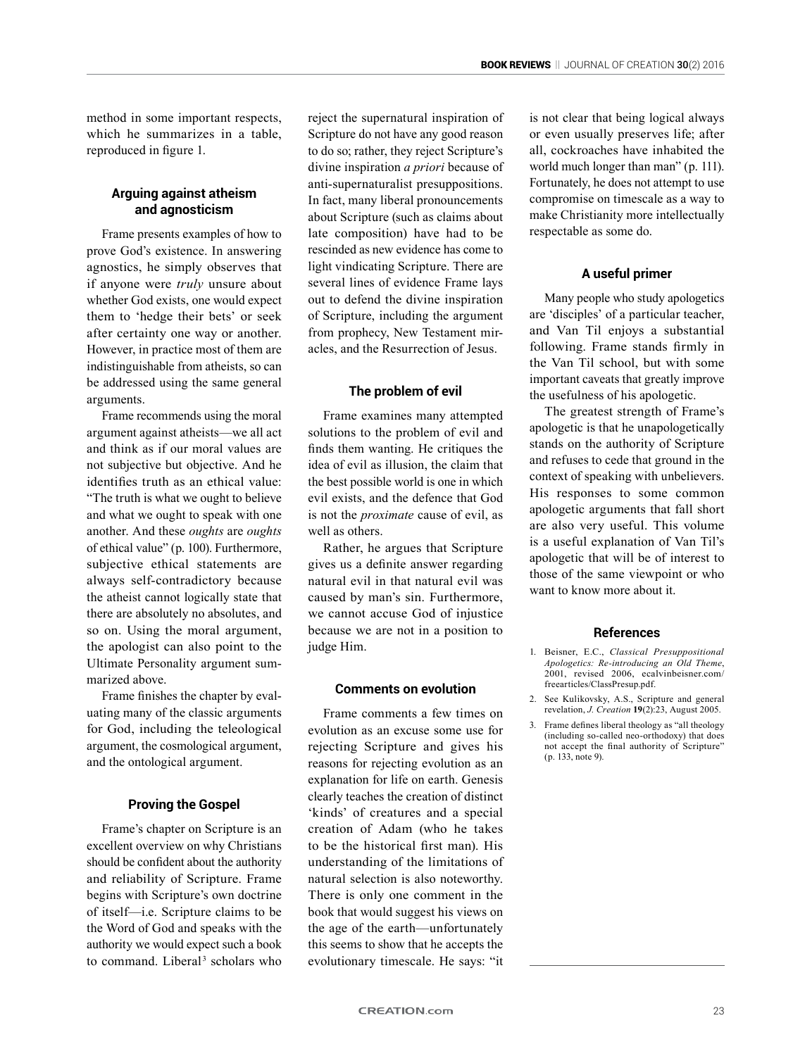method in some important respects, which he summarizes in a table, reproduced in figure 1.

### Arguing against atheism and agnosticism

Frame presents examples of how to prove God's existence. In answering agnostics, he simply observes that if anyone were *truly* unsure about whether God exists, one would expect them to 'hedge their bets' or seek after certainty one way or another. However, in practice most of them are indistinguishable from atheists, so can be addressed using the same general arguments.

Frame recommends using the moral argument against atheists—we all act and think as if our moral values are not subjective but objective. And he identifies truth as an ethical value: "The truth is what we ought to believe and what we ought to speak with one another. And these *oughts* are *oughts* of ethical value" (p. 100). Furthermore, subjective ethical statements are always self-contradictory because the atheist cannot logically state that there are absolutely no absolutes, and so on. Using the moral argument, the apologist can also point to the Ultimate Personality argument summarized above.

Frame finishes the chapter by evaluating many of the classic arguments for God, including the teleological argument, the cosmological argument, and the ontological argument.

### Proving the Gospel

Frame's chapter on Scripture is an excellent overview on why Christians should be confident about the authority and reliability of Scripture. Frame begins with Scripture's own doctrine of itself—i.e. Scripture claims to be the Word of God and speaks with the authority we would expect such a book to command. Liberal[3] scholars who reject the supernatural inspiration of Scripture do not have any good reason to do so; rather, they reject Scripture's divine inspiration *a priori* because of anti-supernaturalist presuppositions. In fact, many liberal pronouncements about Scripture (such as claims about late composition) have had to be rescinded as new evidence has come to light vindicating Scripture. There are several lines of evidence Frame lays out to defend the divine inspiration of Scripture, including the argument from prophecy, New Testament miracles, and the Resurrection of Jesus.

### The problem of evil

Frame examines many attempted solutions to the problem of evil and finds them wanting. He critiques the idea of evil as illusion, the claim that the best possible world is one in which evil exists, and the defence that God is not the *proximate* cause of evil, as well as others.

Rather, he argues that Scripture gives us a definite answer regarding natural evil in that natural evil was caused by man's sin. Furthermore, we cannot accuse God of injustice because we are not in a position to judge Him.

### Comments on evolution

Frame comments a few times on evolution as an excuse some use for rejecting Scripture and gives his reasons for rejecting evolution as an explanation for life on earth. Genesis clearly teaches the creation of distinct 'kinds' of creatures and a special creation of Adam (who he takes to be the historical first man). His understanding of the limitations of natural selection is also noteworthy. There is only one comment in the book that would suggest his views on the age of the earth—unfortunately this seems to show that he accepts the evolutionary timescale. He says: "it is not clear that being logical always or even usually preserves life; after all, cockroaches have inhabited the world much longer than man" (p. 111). Fortunately, he does not attempt to use compromise on timescale as a way to make Christianity more intellectually respectable as some do.

### A useful primer

Many people who study apologetics are 'disciples' of a particular teacher, and Van Til enjoys a substantial following. Frame stands firmly in the Van Til school, but with some important caveats that greatly improve the usefulness of his apologetic.

The greatest strength of Frame's apologetic is that he unapologetically stands on the authority of Scripture and refuses to cede that ground in the context of speaking with unbelievers. His responses to some common apologetic arguments that fall short are also very useful. This volume is a useful explanation of Van Til's apologetic that will be of interest to those of the same viewpoint or who want to know more about it.

### References

1. Beisner, E.C., *Classical Presuppositional Apologetics: Re-introducing an Old Theme*, 2001, revised 2006, ecalvinbeisner.com/freearticles/ClassPresup.pdf.
2. See Kulikovsky, A.S., Scripture and general revelation, *J. Creation* **19**(2):23, August 2005.
3. Frame defines liberal theology as "all theology (including so-called neo-orthodoxy) that does not accept the final authority of Scripture" (p. 133, note 9).